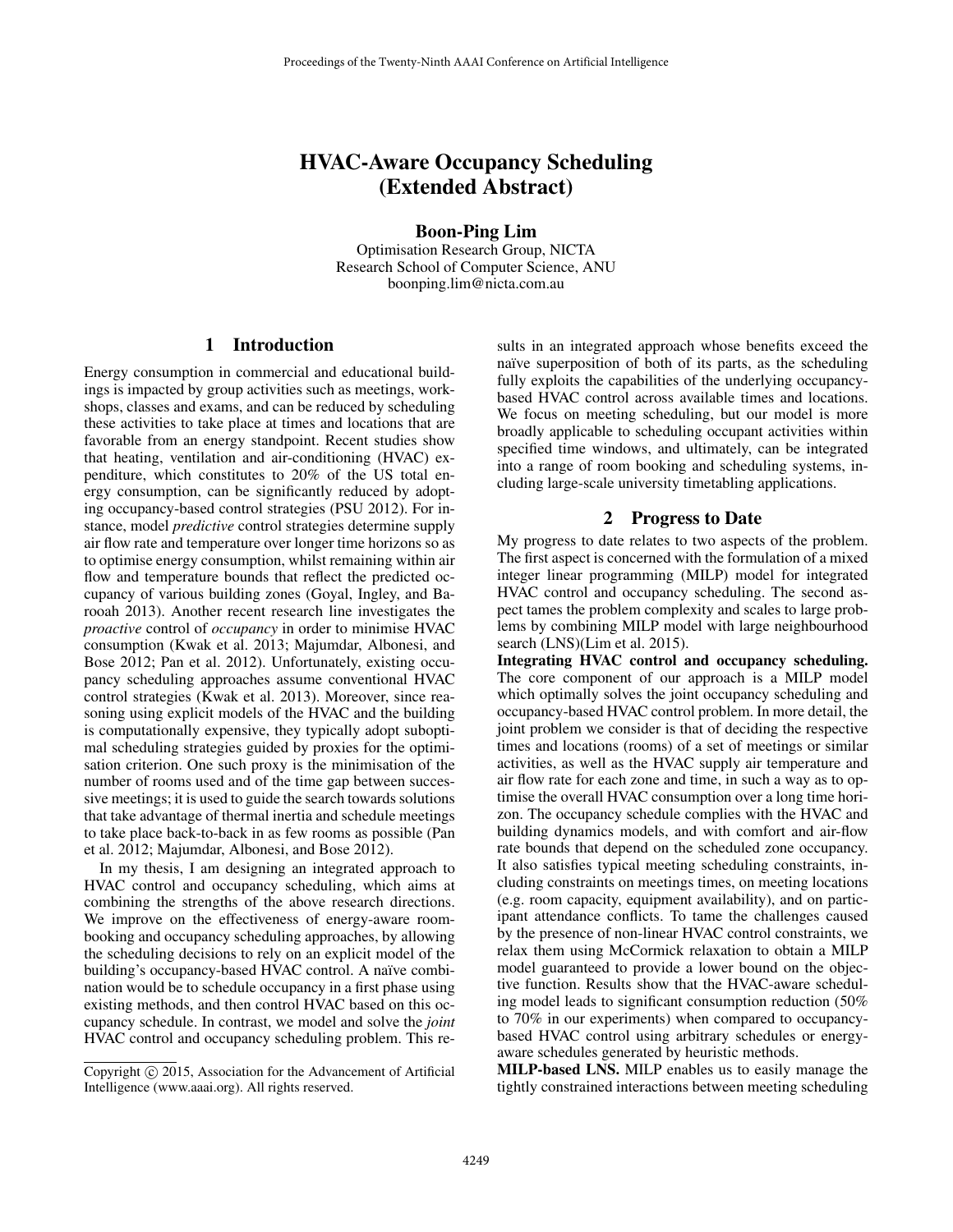# HVAC-Aware Occupancy Scheduling (Extended Abstract)

**Boon-Ping Lim**

Optimisation Research Group, NICTA
Research School of Computer Science, ANU
boonping.lim@nicta.com.au

## 1 Introduction

Energy consumption in commercial and educational buildings is impacted by group activities such as meetings, workshops, classes and exams, and can be reduced by scheduling these activities to take place at times and locations that are favorable from an energy standpoint. Recent studies show that heating, ventilation and air-conditioning (HVAC) expenditure, which constitutes to 20% of the US total energy consumption, can be significantly reduced by adopting occupancy-based control strategies (PSU 2012). For instance, model *predictive* control strategies determine supply air flow rate and temperature over longer time horizons so as to optimise energy consumption, whilst remaining within air flow and temperature bounds that reflect the predicted occupancy of various building zones (Goyal, Ingley, and Barooah 2013). Another recent research line investigates the *proactive* control of *occupancy* in order to minimise HVAC consumption (Kwak et al. 2013; Majumdar, Albonesi, and Bose 2012; Pan et al. 2012). Unfortunately, existing occupancy scheduling approaches assume conventional HVAC control strategies (Kwak et al. 2013). Moreover, since reasoning using explicit models of the HVAC and the building is computationally expensive, they typically adopt suboptimal scheduling strategies guided by proxies for the optimisation criterion. One such proxy is the minimisation of the number of rooms used and of the time gap between successive meetings; it is used to guide the search towards solutions that take advantage of thermal inertia and schedule meetings to take place back-to-back in as few rooms as possible (Pan et al. 2012; Majumdar, Albonesi, and Bose 2012).

In my thesis, I am designing an integrated approach to HVAC control and occupancy scheduling, which aims at combining the strengths of the above research directions. We improve on the effectiveness of energy-aware room-booking and occupancy scheduling approaches, by allowing the scheduling decisions to rely on an explicit model of the building's occupancy-based HVAC control. A naïve combination would be to schedule occupancy in a first phase using existing methods, and then control HVAC based on this occupancy schedule. In contrast, we model and solve the *joint* HVAC control and occupancy scheduling problem. This results in an integrated approach whose benefits exceed the naïve superposition of both of its parts, as the scheduling fully exploits the capabilities of the underlying occupancy-based HVAC control across available times and locations. We focus on meeting scheduling, but our model is more broadly applicable to scheduling occupant activities within specified time windows, and ultimately, can be integrated into a range of room booking and scheduling systems, including large-scale university timetabling applications.

## 2 Progress to Date

My progress to date relates to two aspects of the problem. The first aspect is concerned with the formulation of a mixed integer linear programming (MILP) model for integrated HVAC control and occupancy scheduling. The second aspect tames the problem complexity and scales to large problems by combining MILP model with large neighbourhood search (LNS)(Lim et al. 2015).

**Integrating HVAC control and occupancy scheduling.** The core component of our approach is a MILP model which optimally solves the joint occupancy scheduling and occupancy-based HVAC control problem. In more detail, the joint problem we consider is that of deciding the respective times and locations (rooms) of a set of meetings or similar activities, as well as the HVAC supply air temperature and air flow rate for each zone and time, in such a way as to optimise the overall HVAC consumption over a long time horizon. The occupancy schedule complies with the HVAC and building dynamics models, and with comfort and air-flow rate bounds that depend on the scheduled zone occupancy. It also satisfies typical meeting scheduling constraints, including constraints on meetings times, on meeting locations (e.g. room capacity, equipment availability), and on participant attendance conflicts. To tame the challenges caused by the presence of non-linear HVAC control constraints, we relax them using McCormick relaxation to obtain a MILP model guaranteed to provide a lower bound on the objective function. Results show that the HVAC-aware scheduling model leads to significant consumption reduction (50% to 70% in our experiments) when compared to occupancy-based HVAC control using arbitrary schedules or energy-aware schedules generated by heuristic methods.

**MILP-based LNS.** MILP enables us to easily manage the tightly constrained interactions between meeting scheduling

Copyright © 2015, Association for the Advancement of Artificial Intelligence (www.aaai.org). All rights reserved.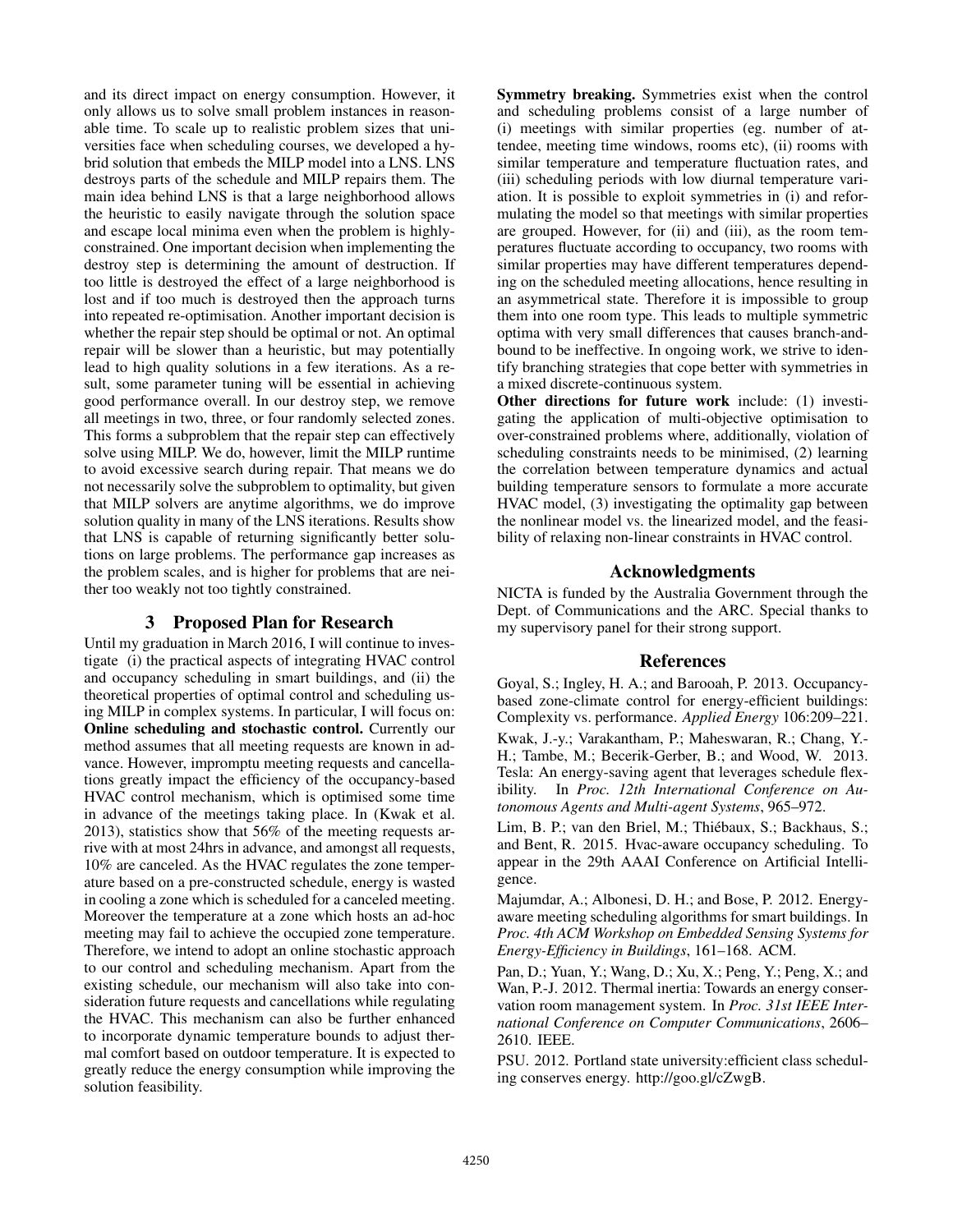and its direct impact on energy consumption. However, it only allows us to solve small problem instances in reasonable time. To scale up to realistic problem sizes that universities face when scheduling courses, we developed a hybrid solution that embeds the MILP model into a LNS. LNS destroys parts of the schedule and MILP repairs them. The main idea behind LNS is that a large neighborhood allows the heuristic to easily navigate through the solution space and escape local minima even when the problem is highly-constrained. One important decision when implementing the destroy step is determining the amount of destruction. If too little is destroyed the effect of a large neighborhood is lost and if too much is destroyed then the approach turns into repeated re-optimisation. Another important decision is whether the repair step should be optimal or not. An optimal repair will be slower than a heuristic, but may potentially lead to high quality solutions in a few iterations. As a result, some parameter tuning will be essential in achieving good performance overall. In our destroy step, we remove all meetings in two, three, or four randomly selected zones. This forms a subproblem that the repair step can effectively solve using MILP. We do, however, limit the MILP runtime to avoid excessive search during repair. That means we do not necessarily solve the subproblem to optimality, but given that MILP solvers are anytime algorithms, we do improve solution quality in many of the LNS iterations. Results show that LNS is capable of returning significantly better solutions on large problems. The performance gap increases as the problem scales, and is higher for problems that are neither too weakly not too tightly constrained.

## 3 Proposed Plan for Research

Until my graduation in March 2016, I will continue to investigate (i) the practical aspects of integrating HVAC control and occupancy scheduling in smart buildings, and (ii) the theoretical properties of optimal control and scheduling using MILP in complex systems. In particular, I will focus on:

**Online scheduling and stochastic control.** Currently our method assumes that all meeting requests are known in advance. However, impromptu meeting requests and cancellations greatly impact the efficiency of the occupancy-based HVAC control mechanism, which is optimised some time in advance of the meetings taking place. In (Kwak et al. 2013), statistics show that 56% of the meeting requests arrive with at most 24hrs in advance, and amongst all requests, 10% are canceled. As the HVAC regulates the zone temperature based on a pre-constructed schedule, energy is wasted in cooling a zone which is scheduled for a canceled meeting. Moreover the temperature at a zone which hosts an ad-hoc meeting may fail to achieve the occupied zone temperature. Therefore, we intend to adopt an online stochastic approach to our control and scheduling mechanism. Apart from the existing schedule, our mechanism will also take into consideration future requests and cancellations while regulating the HVAC. This mechanism can also be further enhanced to incorporate dynamic temperature bounds to adjust thermal comfort based on outdoor temperature. It is expected to greatly reduce the energy consumption while improving the solution feasibility.

**Symmetry breaking.** Symmetries exist when the control and scheduling problems consist of a large number of (i) meetings with similar properties (eg. number of attendee, meeting time windows, rooms etc), (ii) rooms with similar temperature and temperature fluctuation rates, and (iii) scheduling periods with low diurnal temperature variation. It is possible to exploit symmetries in (i) and reformulating the model so that meetings with similar properties are grouped. However, for (ii) and (iii), as the room temperatures fluctuate according to occupancy, two rooms with similar properties may have different temperatures depending on the scheduled meeting allocations, hence resulting in an asymmetrical state. Therefore it is impossible to group them into one room type. This leads to multiple symmetric optima with very small differences that causes branch-and-bound to be ineffective. In ongoing work, we strive to identify branching strategies that cope better with symmetries in a mixed discrete-continuous system.

**Other directions for future work** include: (1) investigating the application of multi-objective optimisation to over-constrained problems where, additionally, violation of scheduling constraints needs to be minimised, (2) learning the correlation between temperature dynamics and actual building temperature sensors to formulate a more accurate HVAC model, (3) investigating the optimality gap between the nonlinear model vs. the linearized model, and the feasibility of relaxing non-linear constraints in HVAC control.

## Acknowledgments

NICTA is funded by the Australia Government through the Dept. of Communications and the ARC. Special thanks to my supervisory panel for their strong support.

## References

Goyal, S.; Ingley, H. A.; and Barooah, P. 2013. Occupancy-based zone-climate control for energy-efficient buildings: Complexity vs. performance. *Applied Energy* 106:209–221.

Kwak, J.-y.; Varakantham, P.; Maheswaran, R.; Chang, Y.-H.; Tambe, M.; Becerik-Gerber, B.; and Wood, W. 2013. Tesla: An energy-saving agent that leverages schedule flexibility. In *Proc. 12th International Conference on Autonomous Agents and Multi-agent Systems*, 965–972.

Lim, B. P.; van den Briel, M.; Thiébaux, S.; Backhaus, S.; and Bent, R. 2015. Hvac-aware occupancy scheduling. To appear in the 29th AAAI Conference on Artificial Intelligence.

Majumdar, A.; Albonesi, D. H.; and Bose, P. 2012. Energy-aware meeting scheduling algorithms for smart buildings. In *Proc. 4th ACM Workshop on Embedded Sensing Systems for Energy-Efficiency in Buildings*, 161–168. ACM.

Pan, D.; Yuan, Y.; Wang, D.; Xu, X.; Peng, Y.; Peng, X.; and Wan, P.-J. 2012. Thermal inertia: Towards an energy conservation room management system. In *Proc. 31st IEEE International Conference on Computer Communications*, 2606–2610. IEEE.

PSU. 2012. Portland state university:efficient class scheduling conserves energy. http://goo.gl/cZwgB.